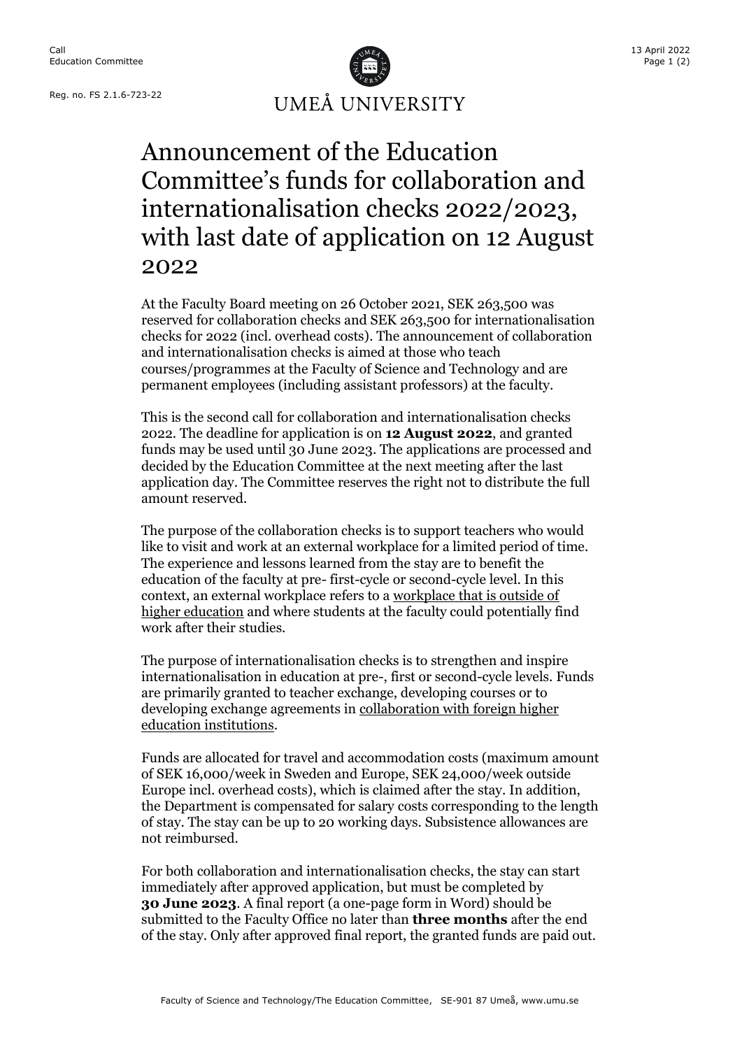Call
Education Committee

Reg. no. FS 2.1.6-723-22

13 April 2022

UMEÅ UNIVERSITY

# Announcement of the Education Committee's funds for collaboration and internationalisation checks 2022/2023, with last date of application on 12 August 2022

At the Faculty Board meeting on 26 October 2021, SEK 263,500 was reserved for collaboration checks and SEK 263,500 for internationalisation checks for 2022 (incl. overhead costs). The announcement of collaboration and internationalisation checks is aimed at those who teach courses/programmes at the Faculty of Science and Technology and are permanent employees (including assistant professors) at the faculty.

This is the second call for collaboration and internationalisation checks 2022. The deadline for application is on **12 August 2022**, and granted funds may be used until 30 June 2023. The applications are processed and decided by the Education Committee at the next meeting after the last application day. The Committee reserves the right not to distribute the full amount reserved.

The purpose of the collaboration checks is to support teachers who would like to visit and work at an external workplace for a limited period of time. The experience and lessons learned from the stay are to benefit the education of the faculty at pre- first-cycle or second-cycle level. In this context, an external workplace refers to a workplace that is outside of higher education and where students at the faculty could potentially find work after their studies.

The purpose of internationalisation checks is to strengthen and inspire internationalisation in education at pre-, first or second-cycle levels. Funds are primarily granted to teacher exchange, developing courses or to developing exchange agreements in collaboration with foreign higher education institutions.

Funds are allocated for travel and accommodation costs (maximum amount of SEK 16,000/week in Sweden and Europe, SEK 24,000/week outside Europe incl. overhead costs), which is claimed after the stay. In addition, the Department is compensated for salary costs corresponding to the length of stay. The stay can be up to 20 working days. Subsistence allowances are not reimbursed.

For both collaboration and internationalisation checks, the stay can start immediately after approved application, but must be completed by **30 June 2023**. A final report (a one-page form in Word) should be submitted to the Faculty Office no later than **three months** after the end of the stay. Only after approved final report, the granted funds are paid out.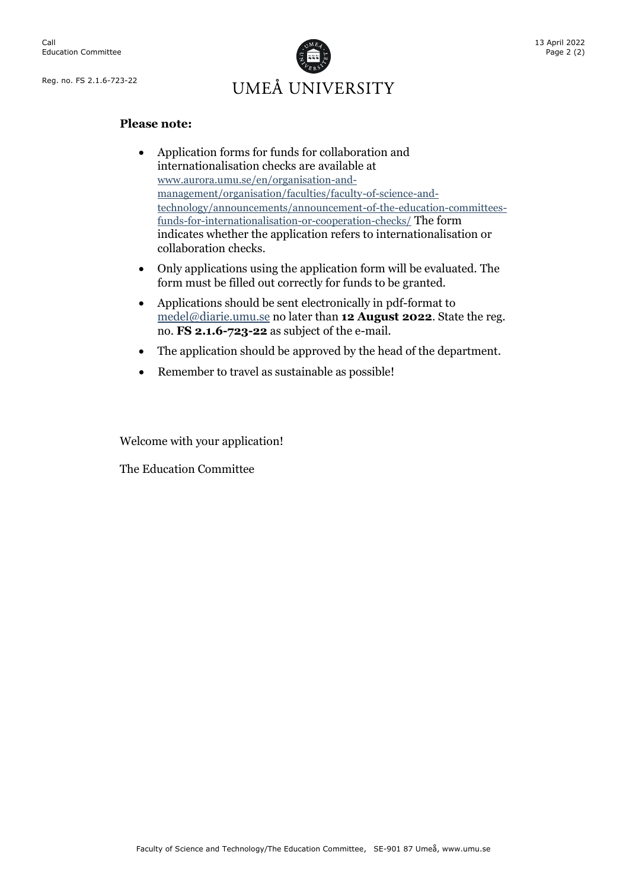**Please note:**

- Application forms for funds for collaboration and internationalisation checks are available at www.aurora.umu.se/en/organisation-and-management/organisation/faculties/faculty-of-science-and-technology/announcements/announcement-of-the-education-committees-funds-for-internationalisation-or-cooperation-checks/ The form indicates whether the application refers to internationalisation or collaboration checks.
- Only applications using the application form will be evaluated. The form must be filled out correctly for funds to be granted.
- Applications should be sent electronically in pdf-format to medel@diarie.umu.se no later than **12 August 2022**. State the reg. no. **FS 2.1.6-723-22** as subject of the e-mail.
- The application should be approved by the head of the department.
- Remember to travel as sustainable as possible!

Welcome with your application!

The Education Committee